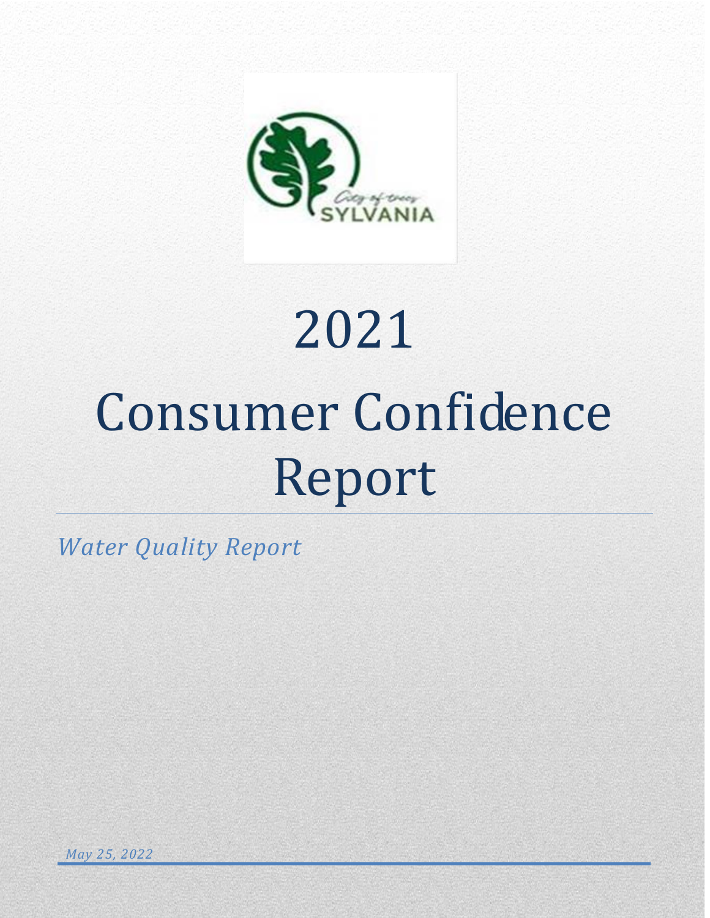# 2021

# Consumer Confidence Report

*Water Quality Report*

*May 25, 2022*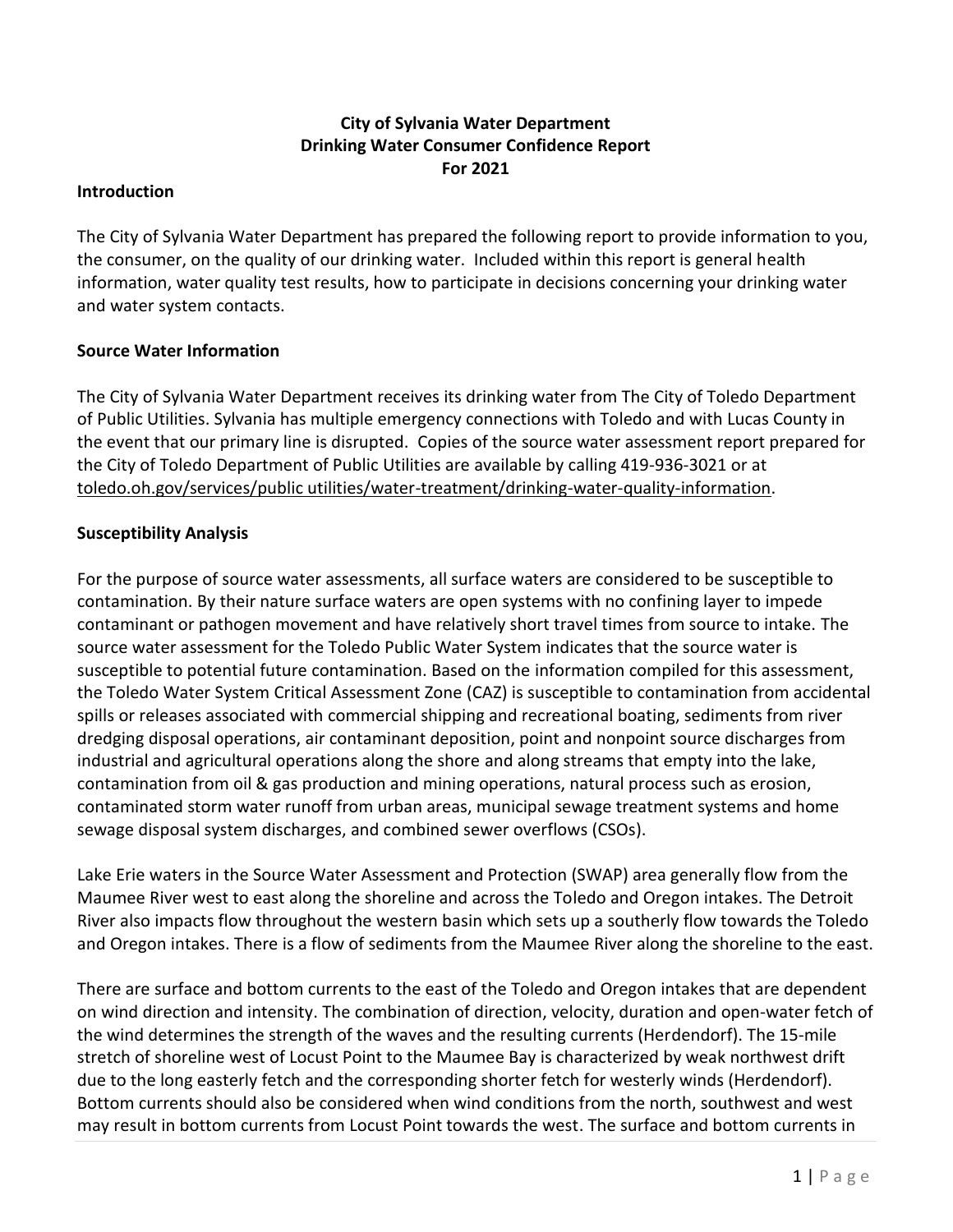**City of Sylvania Water Department**
**Drinking Water Consumer Confidence Report**
**For 2021**

## Introduction

The City of Sylvania Water Department has prepared the following report to provide information to you, the consumer, on the quality of our drinking water. Included within this report is general health information, water quality test results, how to participate in decisions concerning your drinking water and water system contacts.

## Source Water Information

The City of Sylvania Water Department receives its drinking water from The City of Toledo Department of Public Utilities. Sylvania has multiple emergency connections with Toledo and with Lucas County in the event that our primary line is disrupted. Copies of the source water assessment report prepared for the City of Toledo Department of Public Utilities are available by calling 419-936-3021 or at toledo.oh.gov/services/public utilities/water-treatment/drinking-water-quality-information.

## Susceptibility Analysis

For the purpose of source water assessments, all surface waters are considered to be susceptible to contamination. By their nature surface waters are open systems with no confining layer to impede contaminant or pathogen movement and have relatively short travel times from source to intake. The source water assessment for the Toledo Public Water System indicates that the source water is susceptible to potential future contamination. Based on the information compiled for this assessment, the Toledo Water System Critical Assessment Zone (CAZ) is susceptible to contamination from accidental spills or releases associated with commercial shipping and recreational boating, sediments from river dredging disposal operations, air contaminant deposition, point and nonpoint source discharges from industrial and agricultural operations along the shore and along streams that empty into the lake, contamination from oil & gas production and mining operations, natural process such as erosion, contaminated storm water runoff from urban areas, municipal sewage treatment systems and home sewage disposal system discharges, and combined sewer overflows (CSOs).

Lake Erie waters in the Source Water Assessment and Protection (SWAP) area generally flow from the Maumee River west to east along the shoreline and across the Toledo and Oregon intakes. The Detroit River also impacts flow throughout the western basin which sets up a southerly flow towards the Toledo and Oregon intakes. There is a flow of sediments from the Maumee River along the shoreline to the east.

There are surface and bottom currents to the east of the Toledo and Oregon intakes that are dependent on wind direction and intensity. The combination of direction, velocity, duration and open-water fetch of the wind determines the strength of the waves and the resulting currents (Herdendorf). The 15-mile stretch of shoreline west of Locust Point to the Maumee Bay is characterized by weak northwest drift due to the long easterly fetch and the corresponding shorter fetch for westerly winds (Herdendorf). Bottom currents should also be considered when wind conditions from the north, southwest and west may result in bottom currents from Locust Point towards the west. The surface and bottom currents in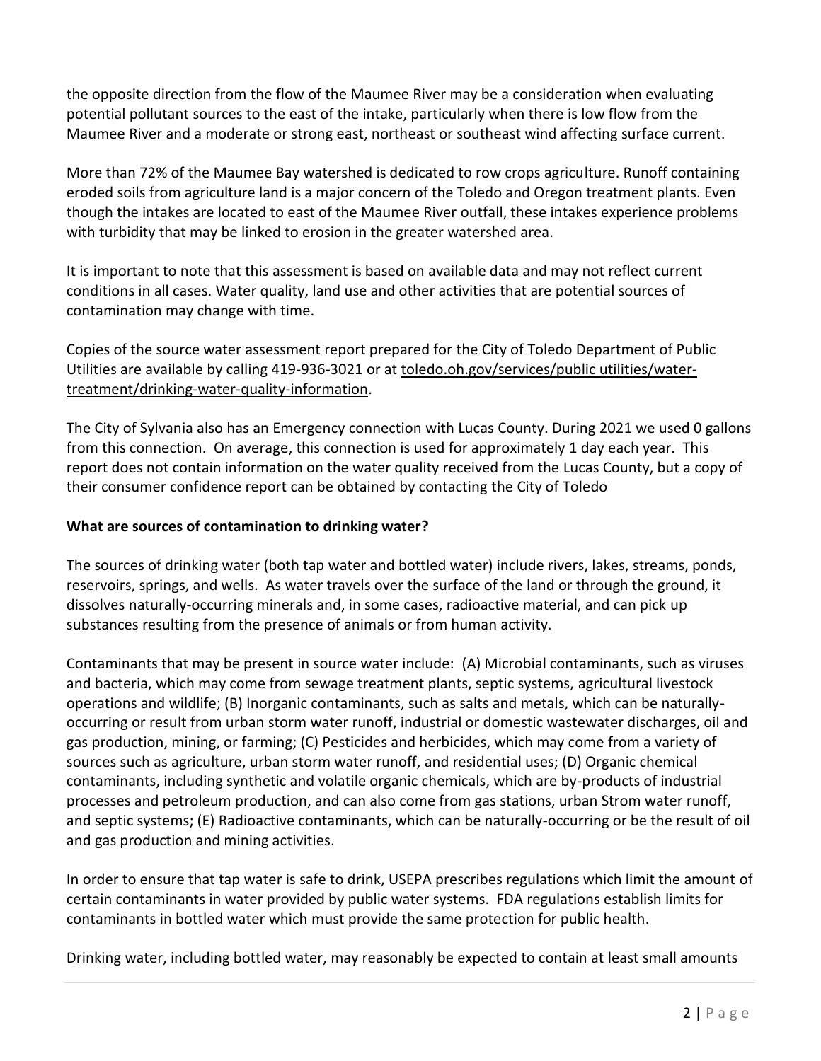the opposite direction from the flow of the Maumee River may be a consideration when evaluating potential pollutant sources to the east of the intake, particularly when there is low flow from the Maumee River and a moderate or strong east, northeast or southeast wind affecting surface current.

More than 72% of the Maumee Bay watershed is dedicated to row crops agriculture. Runoff containing eroded soils from agriculture land is a major concern of the Toledo and Oregon treatment plants. Even though the intakes are located to east of the Maumee River outfall, these intakes experience problems with turbidity that may be linked to erosion in the greater watershed area.

It is important to note that this assessment is based on available data and may not reflect current conditions in all cases. Water quality, land use and other activities that are potential sources of contamination may change with time.

Copies of the source water assessment report prepared for the City of Toledo Department of Public Utilities are available by calling 419-936-3021 or at toledo.oh.gov/services/public utilities/water-treatment/drinking-water-quality-information.

The City of Sylvania also has an Emergency connection with Lucas County. During 2021 we used 0 gallons from this connection. On average, this connection is used for approximately 1 day each year. This report does not contain information on the water quality received from the Lucas County, but a copy of their consumer confidence report can be obtained by contacting the City of Toledo

**What are sources of contamination to drinking water?**

The sources of drinking water (both tap water and bottled water) include rivers, lakes, streams, ponds, reservoirs, springs, and wells. As water travels over the surface of the land or through the ground, it dissolves naturally-occurring minerals and, in some cases, radioactive material, and can pick up substances resulting from the presence of animals or from human activity.

Contaminants that may be present in source water include: (A) Microbial contaminants, such as viruses and bacteria, which may come from sewage treatment plants, septic systems, agricultural livestock operations and wildlife; (B) Inorganic contaminants, such as salts and metals, which can be naturally-occurring or result from urban storm water runoff, industrial or domestic wastewater discharges, oil and gas production, mining, or farming; (C) Pesticides and herbicides, which may come from a variety of sources such as agriculture, urban storm water runoff, and residential uses; (D) Organic chemical contaminants, including synthetic and volatile organic chemicals, which are by-products of industrial processes and petroleum production, and can also come from gas stations, urban Strom water runoff, and septic systems; (E) Radioactive contaminants, which can be naturally-occurring or be the result of oil and gas production and mining activities.

In order to ensure that tap water is safe to drink, USEPA prescribes regulations which limit the amount of certain contaminants in water provided by public water systems. FDA regulations establish limits for contaminants in bottled water which must provide the same protection for public health.

Drinking water, including bottled water, may reasonably be expected to contain at least small amounts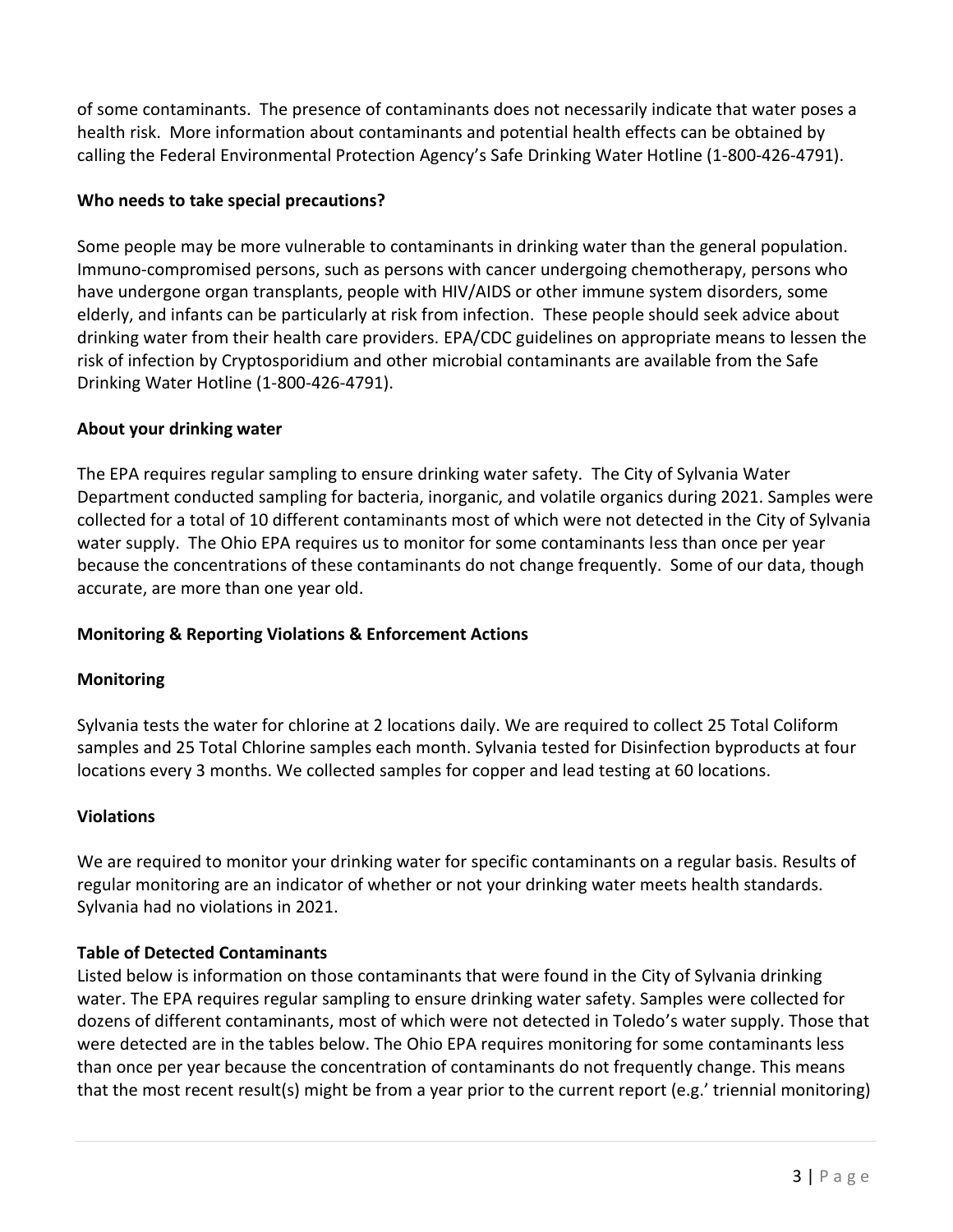of some contaminants. The presence of contaminants does not necessarily indicate that water poses a health risk. More information about contaminants and potential health effects can be obtained by calling the Federal Environmental Protection Agency's Safe Drinking Water Hotline (1-800-426-4791).

**Who needs to take special precautions?**

Some people may be more vulnerable to contaminants in drinking water than the general population. Immuno-compromised persons, such as persons with cancer undergoing chemotherapy, persons who have undergone organ transplants, people with HIV/AIDS or other immune system disorders, some elderly, and infants can be particularly at risk from infection. These people should seek advice about drinking water from their health care providers. EPA/CDC guidelines on appropriate means to lessen the risk of infection by Cryptosporidium and other microbial contaminants are available from the Safe Drinking Water Hotline (1-800-426-4791).

**About your drinking water**

The EPA requires regular sampling to ensure drinking water safety. The City of Sylvania Water Department conducted sampling for bacteria, inorganic, and volatile organics during 2021. Samples were collected for a total of 10 different contaminants most of which were not detected in the City of Sylvania water supply. The Ohio EPA requires us to monitor for some contaminants less than once per year because the concentrations of these contaminants do not change frequently. Some of our data, though accurate, are more than one year old.

**Monitoring & Reporting Violations & Enforcement Actions**

**Monitoring**

Sylvania tests the water for chlorine at 2 locations daily. We are required to collect 25 Total Coliform samples and 25 Total Chlorine samples each month. Sylvania tested for Disinfection byproducts at four locations every 3 months. We collected samples for copper and lead testing at 60 locations.

**Violations**

We are required to monitor your drinking water for specific contaminants on a regular basis. Results of regular monitoring are an indicator of whether or not your drinking water meets health standards. Sylvania had no violations in 2021.

**Table of Detected Contaminants**

Listed below is information on those contaminants that were found in the City of Sylvania drinking water. The EPA requires regular sampling to ensure drinking water safety. Samples were collected for dozens of different contaminants, most of which were not detected in Toledo's water supply. Those that were detected are in the tables below. The Ohio EPA requires monitoring for some contaminants less than once per year because the concentration of contaminants do not frequently change. This means that the most recent result(s) might be from a year prior to the current report (e.g.' triennial monitoring)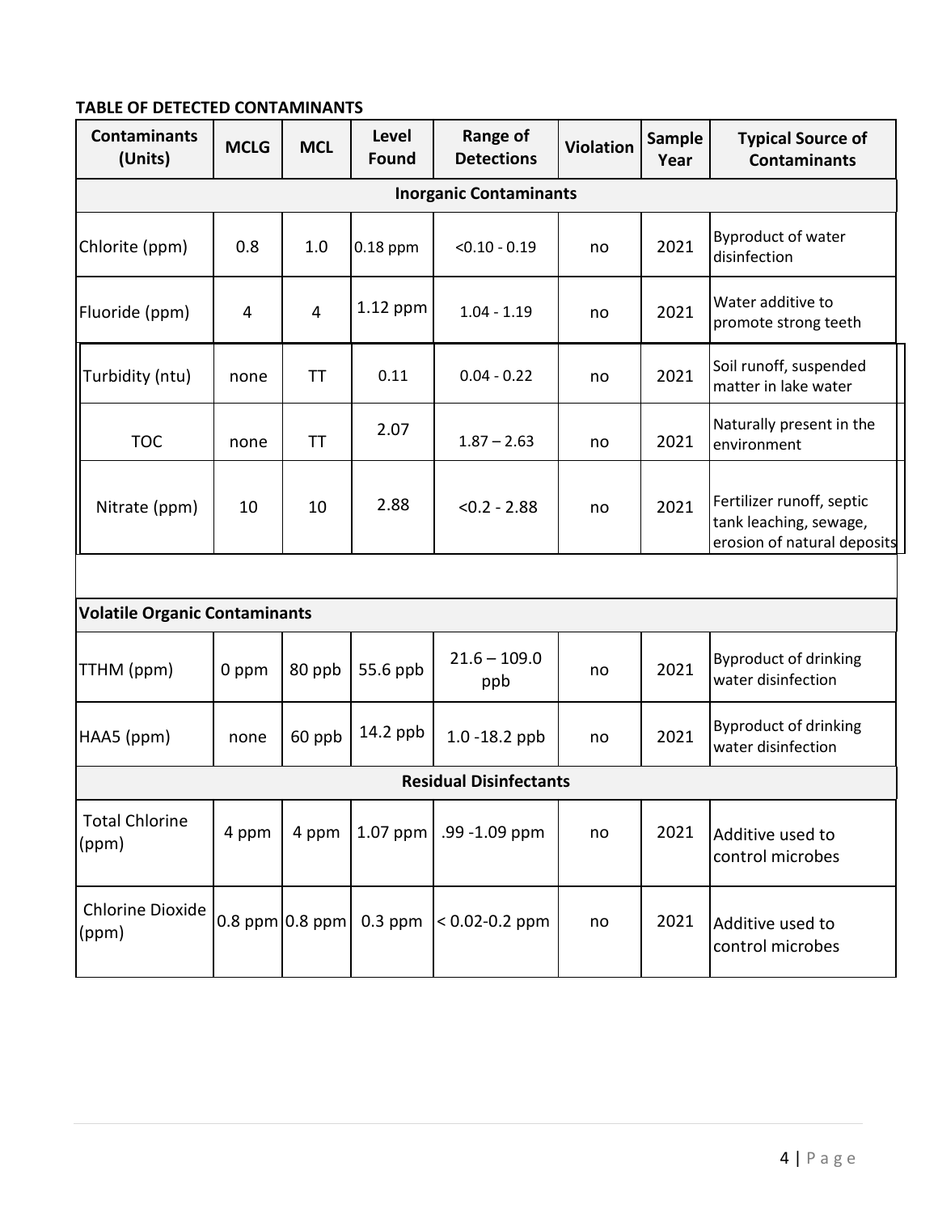**TABLE OF DETECTED CONTAMINANTS**

| Contaminants (Units) | MCLG | MCL | Level Found | Range of Detections | Violation | Sample Year | Typical Source of Contaminants |
|---|---|---|---|---|---|---|---|
| **Inorganic Contaminants** | | | | | | | |
| Chlorite (ppm) | 0.8 | 1.0 | 0.18 ppm | <0.10 - 0.19 | no | 2021 | Byproduct of water disinfection |
| Fluoride (ppm) | 4 | 4 | 1.12 ppm | 1.04 - 1.19 | no | 2021 | Water additive to promote strong teeth |
| Turbidity (ntu) | none | TT | 0.11 | 0.04 - 0.22 | no | 2021 | Soil runoff, suspended matter in lake water |
| TOC | none | TT | 2.07 | 1.87 – 2.63 | no | 2021 | Naturally present in the environment |
| Nitrate (ppm) | 10 | 10 | 2.88 | <0.2 - 2.88 | no | 2021 | Fertilizer runoff, septic tank leaching, sewage, erosion of natural deposits |
| | | | | | | | |
| **Volatile Organic Contaminants** | | | | | | | |
| TTHM (ppm) | 0 ppm | 80 ppb | 55.6 ppb | 21.6 – 109.0 ppb | no | 2021 | Byproduct of drinking water disinfection |
| HAA5 (ppm) | none | 60 ppb | 14.2 ppb | 1.0 -18.2 ppb | no | 2021 | Byproduct of drinking water disinfection |
| **Residual Disinfectants** | | | | | | | |
| Total Chlorine (ppm) | 4 ppm | 4 ppm | 1.07 ppm | .99 -1.09 ppm | no | 2021 | Additive used to control microbes |
| Chlorine Dioxide (ppm) | 0.8 ppm | 0.8 ppm | 0.3 ppm | < 0.02-0.2 ppm | no | 2021 | Additive used to control microbes |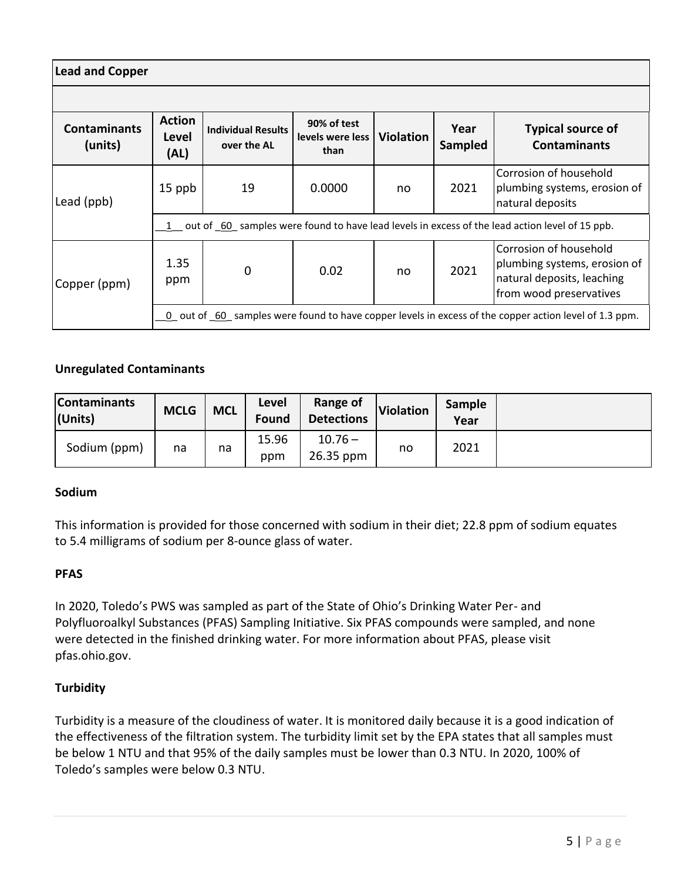| Lead and Copper | | | | | | |
|---|---|---|---|---|---|---|
| | | | | | | |
| **Contaminants (units)** | **Action Level (AL)** | **Individual Results over the AL** | **90% of test levels were less than** | **Violation** | **Year Sampled** | **Typical source of Contaminants** |
| Lead (ppb) | 15 ppb | 19 | 0.0000 | no | 2021 | Corrosion of household plumbing systems, erosion of natural deposits |
| | __1__ out of _60_ samples were found to have lead levels in excess of the lead action level of 15 ppb. | | | | | |
| Copper (ppm) | 1.35 ppm | 0 | 0.02 | no | 2021 | Corrosion of household plumbing systems, erosion of natural deposits, leaching from wood preservatives |
| | __0_ out of _60_ samples were found to have copper levels in excess of the copper action level of 1.3 ppm. | | | | | |

**Unregulated Contaminants**

| Contaminants (Units) | MCLG | MCL | Level Found | Range of Detections | Violation | Sample Year | |
|---|---|---|---|---|---|---|---|
| Sodium (ppm) | na | na | 15.96 ppm | 10.76 – 26.35 ppm | no | 2021 | |

**Sodium**

This information is provided for those concerned with sodium in their diet; 22.8 ppm of sodium equates to 5.4 milligrams of sodium per 8-ounce glass of water.

**PFAS**

In 2020, Toledo's PWS was sampled as part of the State of Ohio's Drinking Water Per- and Polyfluoroalkyl Substances (PFAS) Sampling Initiative. Six PFAS compounds were sampled, and none were detected in the finished drinking water. For more information about PFAS, please visit pfas.ohio.gov.

**Turbidity**

Turbidity is a measure of the cloudiness of water. It is monitored daily because it is a good indication of the effectiveness of the filtration system. The turbidity limit set by the EPA states that all samples must be below 1 NTU and that 95% of the daily samples must be lower than 0.3 NTU. In 2020, 100% of Toledo's samples were below 0.3 NTU.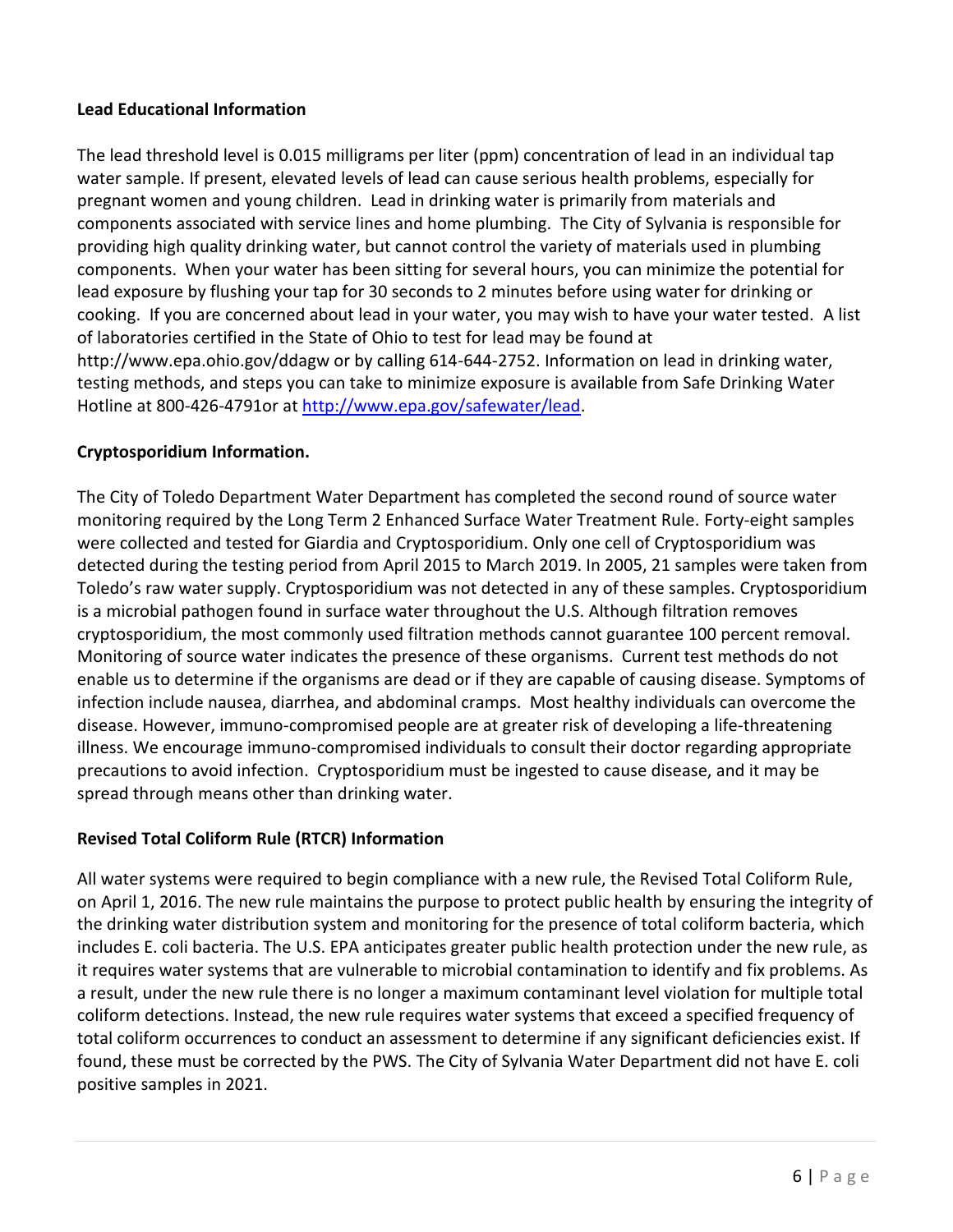**Lead Educational Information**

The lead threshold level is 0.015 milligrams per liter (ppm) concentration of lead in an individual tap water sample. If present, elevated levels of lead can cause serious health problems, especially for pregnant women and young children. Lead in drinking water is primarily from materials and components associated with service lines and home plumbing. The City of Sylvania is responsible for providing high quality drinking water, but cannot control the variety of materials used in plumbing components. When your water has been sitting for several hours, you can minimize the potential for lead exposure by flushing your tap for 30 seconds to 2 minutes before using water for drinking or cooking. If you are concerned about lead in your water, you may wish to have your water tested. A list of laboratories certified in the State of Ohio to test for lead may be found at http://www.epa.ohio.gov/ddagw or by calling 614-644-2752. Information on lead in drinking water, testing methods, and steps you can take to minimize exposure is available from Safe Drinking Water Hotline at 800-426-4791or at http://www.epa.gov/safewater/lead.

**Cryptosporidium Information.**

The City of Toledo Department Water Department has completed the second round of source water monitoring required by the Long Term 2 Enhanced Surface Water Treatment Rule. Forty-eight samples were collected and tested for Giardia and Cryptosporidium. Only one cell of Cryptosporidium was detected during the testing period from April 2015 to March 2019. In 2005, 21 samples were taken from Toledo's raw water supply. Cryptosporidium was not detected in any of these samples. Cryptosporidium is a microbial pathogen found in surface water throughout the U.S. Although filtration removes cryptosporidium, the most commonly used filtration methods cannot guarantee 100 percent removal. Monitoring of source water indicates the presence of these organisms. Current test methods do not enable us to determine if the organisms are dead or if they are capable of causing disease. Symptoms of infection include nausea, diarrhea, and abdominal cramps. Most healthy individuals can overcome the disease. However, immuno-compromised people are at greater risk of developing a life-threatening illness. We encourage immuno-compromised individuals to consult their doctor regarding appropriate precautions to avoid infection. Cryptosporidium must be ingested to cause disease, and it may be spread through means other than drinking water.

**Revised Total Coliform Rule (RTCR) Information**

All water systems were required to begin compliance with a new rule, the Revised Total Coliform Rule, on April 1, 2016. The new rule maintains the purpose to protect public health by ensuring the integrity of the drinking water distribution system and monitoring for the presence of total coliform bacteria, which includes E. coli bacteria. The U.S. EPA anticipates greater public health protection under the new rule, as it requires water systems that are vulnerable to microbial contamination to identify and fix problems. As a result, under the new rule there is no longer a maximum contaminant level violation for multiple total coliform detections. Instead, the new rule requires water systems that exceed a specified frequency of total coliform occurrences to conduct an assessment to determine if any significant deficiencies exist. If found, these must be corrected by the PWS. The City of Sylvania Water Department did not have E. coli positive samples in 2021.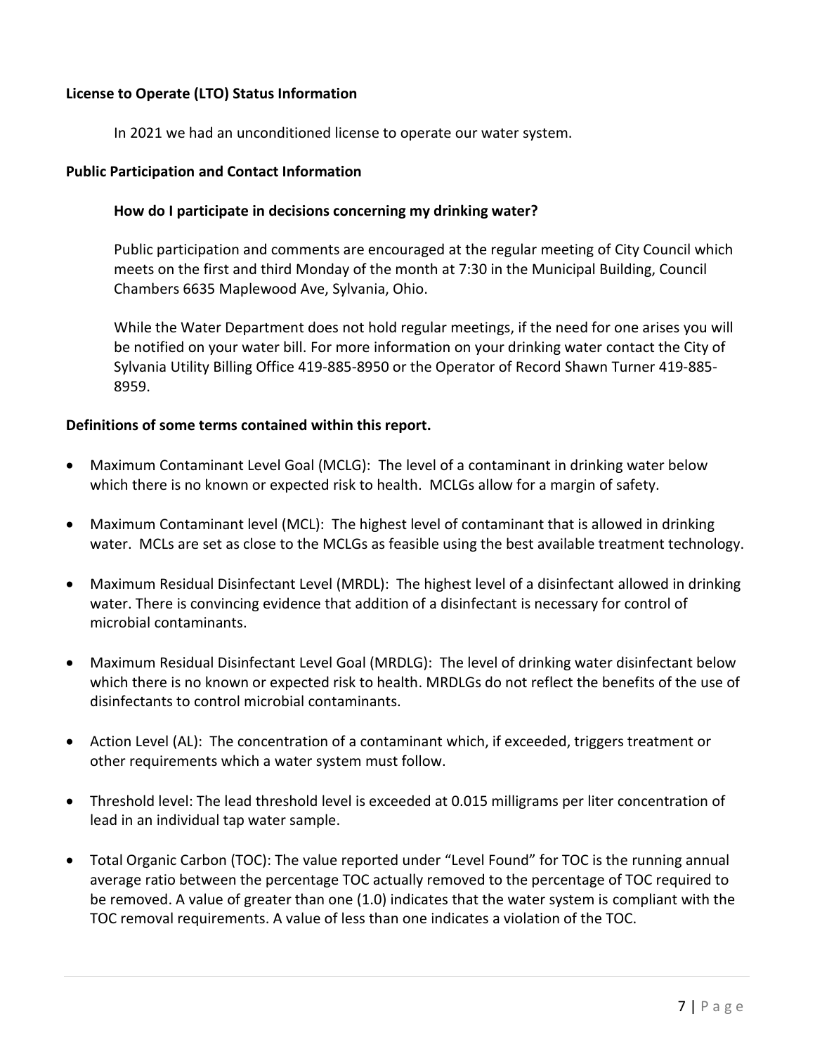**License to Operate (LTO) Status Information**

In 2021 we had an unconditioned license to operate our water system.

**Public Participation and Contact Information**

**How do I participate in decisions concerning my drinking water?**

Public participation and comments are encouraged at the regular meeting of City Council which meets on the first and third Monday of the month at 7:30 in the Municipal Building, Council Chambers 6635 Maplewood Ave, Sylvania, Ohio.

While the Water Department does not hold regular meetings, if the need for one arises you will be notified on your water bill. For more information on your drinking water contact the City of Sylvania Utility Billing Office 419-885-8950 or the Operator of Record Shawn Turner 419-885-8959.

**Definitions of some terms contained within this report.**

- Maximum Contaminant Level Goal (MCLG): The level of a contaminant in drinking water below which there is no known or expected risk to health. MCLGs allow for a margin of safety.
- Maximum Contaminant level (MCL): The highest level of contaminant that is allowed in drinking water. MCLs are set as close to the MCLGs as feasible using the best available treatment technology.
- Maximum Residual Disinfectant Level (MRDL): The highest level of a disinfectant allowed in drinking water. There is convincing evidence that addition of a disinfectant is necessary for control of microbial contaminants.
- Maximum Residual Disinfectant Level Goal (MRDLG): The level of drinking water disinfectant below which there is no known or expected risk to health. MRDLGs do not reflect the benefits of the use of disinfectants to control microbial contaminants.
- Action Level (AL): The concentration of a contaminant which, if exceeded, triggers treatment or other requirements which a water system must follow.
- Threshold level: The lead threshold level is exceeded at 0.015 milligrams per liter concentration of lead in an individual tap water sample.
- Total Organic Carbon (TOC): The value reported under "Level Found" for TOC is the running annual average ratio between the percentage TOC actually removed to the percentage of TOC required to be removed. A value of greater than one (1.0) indicates that the water system is compliant with the TOC removal requirements. A value of less than one indicates a violation of the TOC.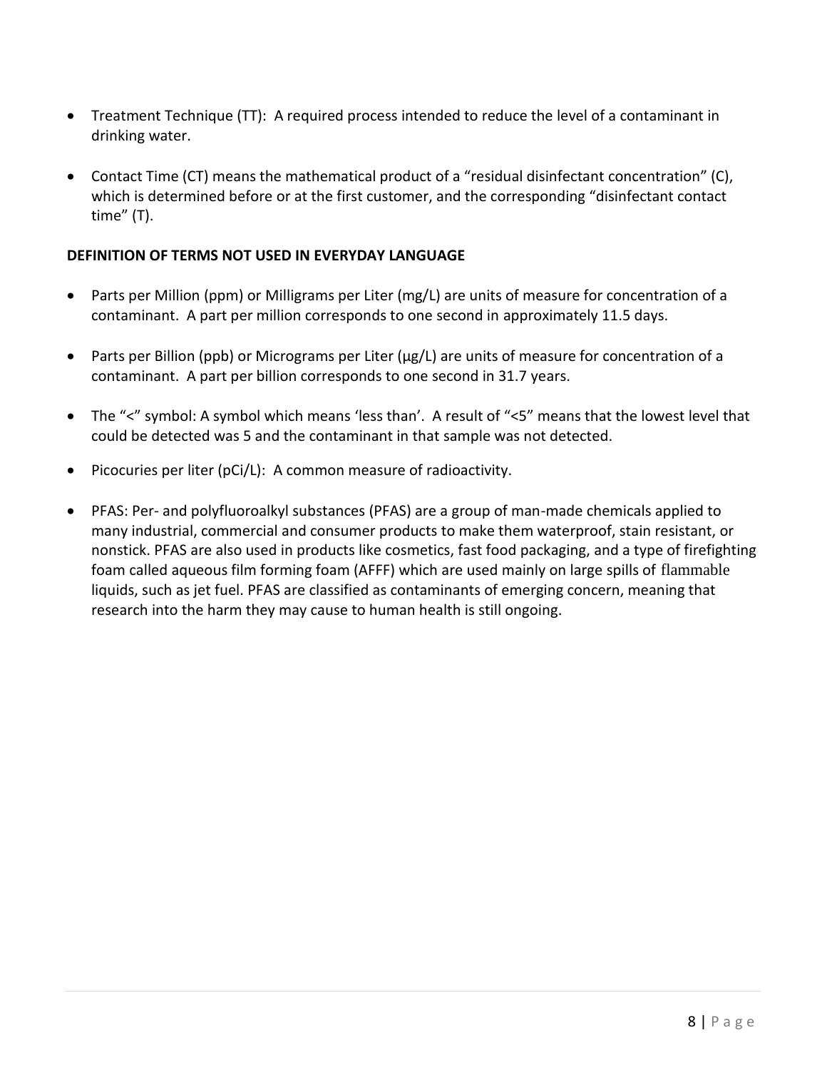- Treatment Technique (TT): A required process intended to reduce the level of a contaminant in drinking water.

- Contact Time (CT) means the mathematical product of a "residual disinfectant concentration" (C), which is determined before or at the first customer, and the corresponding "disinfectant contact time" (T).

**DEFINITION OF TERMS NOT USED IN EVERYDAY LANGUAGE**

- Parts per Million (ppm) or Milligrams per Liter (mg/L) are units of measure for concentration of a contaminant. A part per million corresponds to one second in approximately 11.5 days.

- Parts per Billion (ppb) or Micrograms per Liter (µg/L) are units of measure for concentration of a contaminant. A part per billion corresponds to one second in 31.7 years.

- The "<" symbol: A symbol which means 'less than'. A result of "<5" means that the lowest level that could be detected was 5 and the contaminant in that sample was not detected.

- Picocuries per liter (pCi/L): A common measure of radioactivity.

- PFAS: Per- and polyfluoroalkyl substances (PFAS) are a group of man-made chemicals applied to many industrial, commercial and consumer products to make them waterproof, stain resistant, or nonstick. PFAS are also used in products like cosmetics, fast food packaging, and a type of firefighting foam called aqueous film forming foam (AFFF) which are used mainly on large spills of flammable liquids, such as jet fuel. PFAS are classified as contaminants of emerging concern, meaning that research into the harm they may cause to human health is still ongoing.